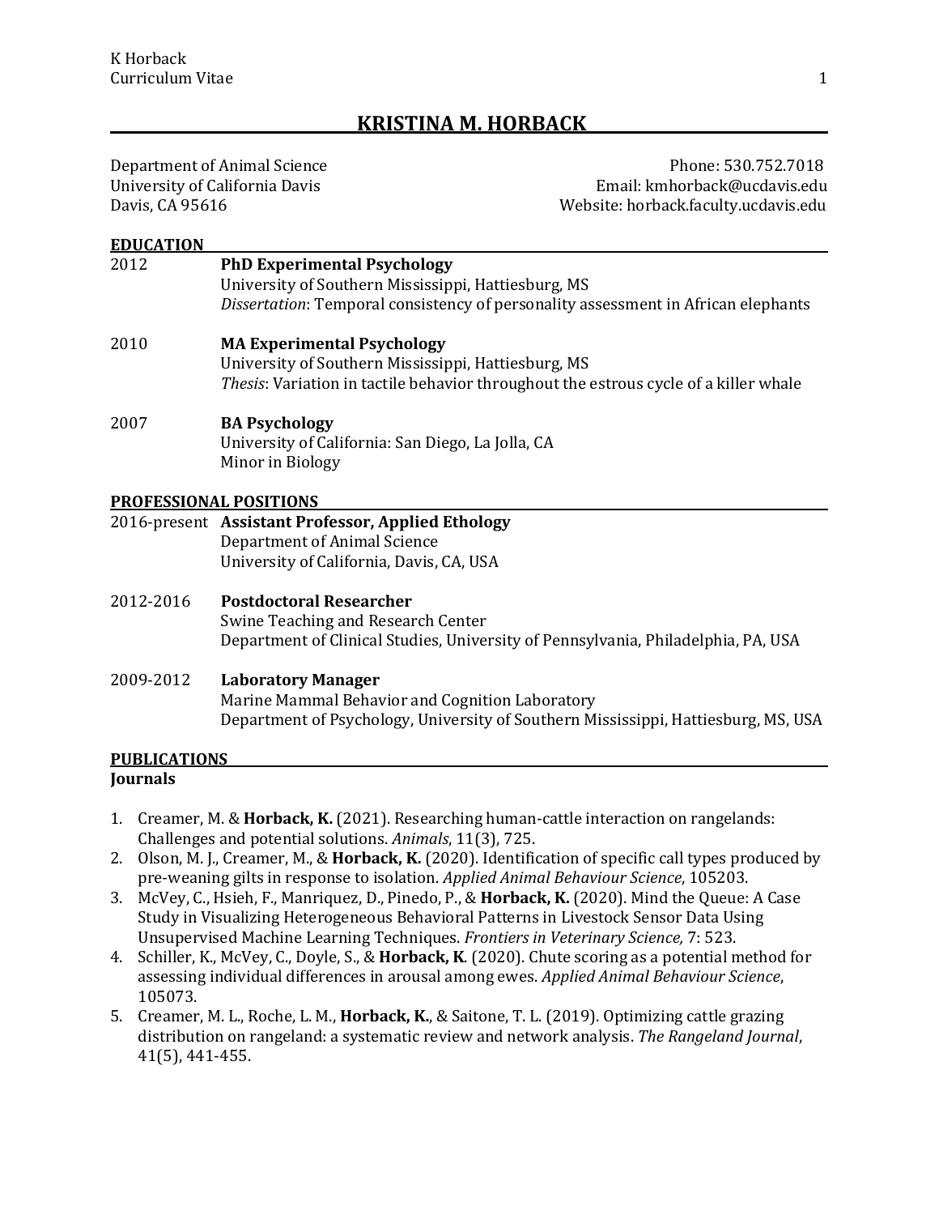# KRISTINA M. HORBACK

Department of Animal Science
University of California Davis
Davis, CA 95616

Phone: 530.752.7018
Email: kmhorback@ucdavis.edu
Website: horback.faculty.ucdavis.edu

## EDUCATION

2012 **PhD Experimental Psychology**
University of Southern Mississippi, Hattiesburg, MS
*Dissertation*: Temporal consistency of personality assessment in African elephants

2010 **MA Experimental Psychology**
University of Southern Mississippi, Hattiesburg, MS
*Thesis*: Variation in tactile behavior throughout the estrous cycle of a killer whale

2007 **BA Psychology**
University of California: San Diego, La Jolla, CA
Minor in Biology

## PROFESSIONAL POSITIONS

2016-present **Assistant Professor, Applied Ethology**
Department of Animal Science
University of California, Davis, CA, USA

2012-2016 **Postdoctoral Researcher**
Swine Teaching and Research Center
Department of Clinical Studies, University of Pennsylvania, Philadelphia, PA, USA

2009-2012 **Laboratory Manager**
Marine Mammal Behavior and Cognition Laboratory
Department of Psychology, University of Southern Mississippi, Hattiesburg, MS, USA

## PUBLICATIONS

### Journals

1. Creamer, M. & **Horback, K.** (2021). Researching human-cattle interaction on rangelands: Challenges and potential solutions. *Animals*, 11(3), 725.
2. Olson, M. J., Creamer, M., & **Horback, K.** (2020). Identification of specific call types produced by pre-weaning gilts in response to isolation. *Applied Animal Behaviour Science*, 105203.
3. McVey, C., Hsieh, F., Manriquez, D., Pinedo, P., & **Horback, K.** (2020). Mind the Queue: A Case Study in Visualizing Heterogeneous Behavioral Patterns in Livestock Sensor Data Using Unsupervised Machine Learning Techniques. *Frontiers in Veterinary Science,* 7: 523.
4. Schiller, K., McVey, C., Doyle, S., & **Horback, K**. (2020). Chute scoring as a potential method for assessing individual differences in arousal among ewes. *Applied Animal Behaviour Science*, 105073.
5. Creamer, M. L., Roche, L. M., **Horback, K.**, & Saitone, T. L. (2019). Optimizing cattle grazing distribution on rangeland: a systematic review and network analysis. *The Rangeland Journal*, 41(5), 441-455.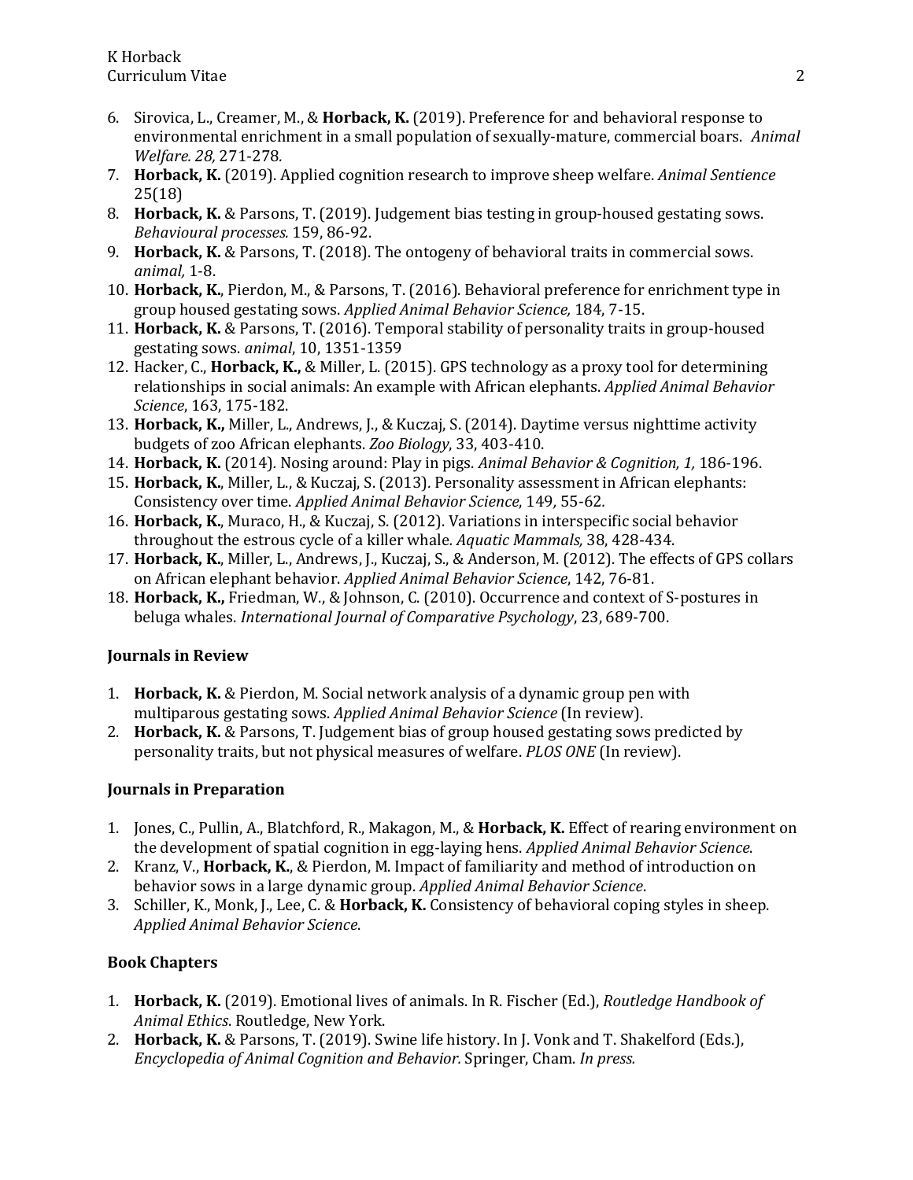6. Sirovica, L., Creamer, M., & **Horback, K.** (2019). Preference for and behavioral response to environmental enrichment in a small population of sexually-mature, commercial boars. *Animal Welfare. 28,* 271-278.
7. **Horback, K.** (2019). Applied cognition research to improve sheep welfare. *Animal Sentience* 25(18)
8. **Horback, K.** & Parsons, T. (2019). Judgement bias testing in group-housed gestating sows. *Behavioural processes.* 159, 86-92.
9. **Horback, K.** & Parsons, T. (2018). The ontogeny of behavioral traits in commercial sows. *animal,* 1-8.
10. **Horback, K.**, Pierdon, M., & Parsons, T. (2016). Behavioral preference for enrichment type in group housed gestating sows. *Applied Animal Behavior Science,* 184, 7-15.
11. **Horback, K.** & Parsons, T. (2016). Temporal stability of personality traits in group-housed gestating sows. *animal*, 10, 1351-1359
12. Hacker, C., **Horback, K.,** & Miller, L. (2015). GPS technology as a proxy tool for determining relationships in social animals: An example with African elephants. *Applied Animal Behavior Science*, 163, 175-182.
13. **Horback, K.,** Miller, L., Andrews, J., & Kuczaj, S. (2014). Daytime versus nighttime activity budgets of zoo African elephants. *Zoo Biology*, 33, 403-410.
14. **Horback, K.** (2014). Nosing around: Play in pigs. *Animal Behavior & Cognition, 1,* 186-196.
15. **Horback, K.**, Miller, L., & Kuczaj, S. (2013). Personality assessment in African elephants: Consistency over time. *Applied Animal Behavior Science*, 149*,* 55-62.
16. **Horback, K.**, Muraco, H., & Kuczaj, S. (2012). Variations in interspecific social behavior throughout the estrous cycle of a killer whale. *Aquatic Mammals,* 38, 428-434.
17. **Horback, K.**, Miller, L., Andrews, J., Kuczaj, S., & Anderson, M. (2012). The effects of GPS collars on African elephant behavior. *Applied Animal Behavior Science*, 142, 76-81.
18. **Horback, K.,** Friedman, W., & Johnson, C. (2010). Occurrence and context of S-postures in beluga whales. *International Journal of Comparative Psychology*, 23, 689-700.

**Journals in Review**

1. **Horback, K.** & Pierdon, M. Social network analysis of a dynamic group pen with multiparous gestating sows. *Applied Animal Behavior Science* (In review).
2. **Horback, K.** & Parsons, T. Judgement bias of group housed gestating sows predicted by personality traits, but not physical measures of welfare. *PLOS ONE* (In review).

**Journals in Preparation**

1. Jones, C., Pullin, A., Blatchford, R., Makagon, M., & **Horback, K.** Effect of rearing environment on the development of spatial cognition in egg-laying hens. *Applied Animal Behavior Science*.
2. Kranz, V., **Horback, K.**, & Pierdon, M. Impact of familiarity and method of introduction on behavior sows in a large dynamic group. *Applied Animal Behavior Science*.
3. Schiller, K., Monk, J., Lee, C. & **Horback, K.** Consistency of behavioral coping styles in sheep. *Applied Animal Behavior Science*.

**Book Chapters**

1. **Horback, K.** (2019). Emotional lives of animals. In R. Fischer (Ed.), *Routledge Handbook of Animal Ethics*. Routledge, New York.
2. **Horback, K.** & Parsons, T. (2019). Swine life history. In J. Vonk and T. Shakelford (Eds.), *Encyclopedia of Animal Cognition and Behavior.* Springer, Cham. *In press.*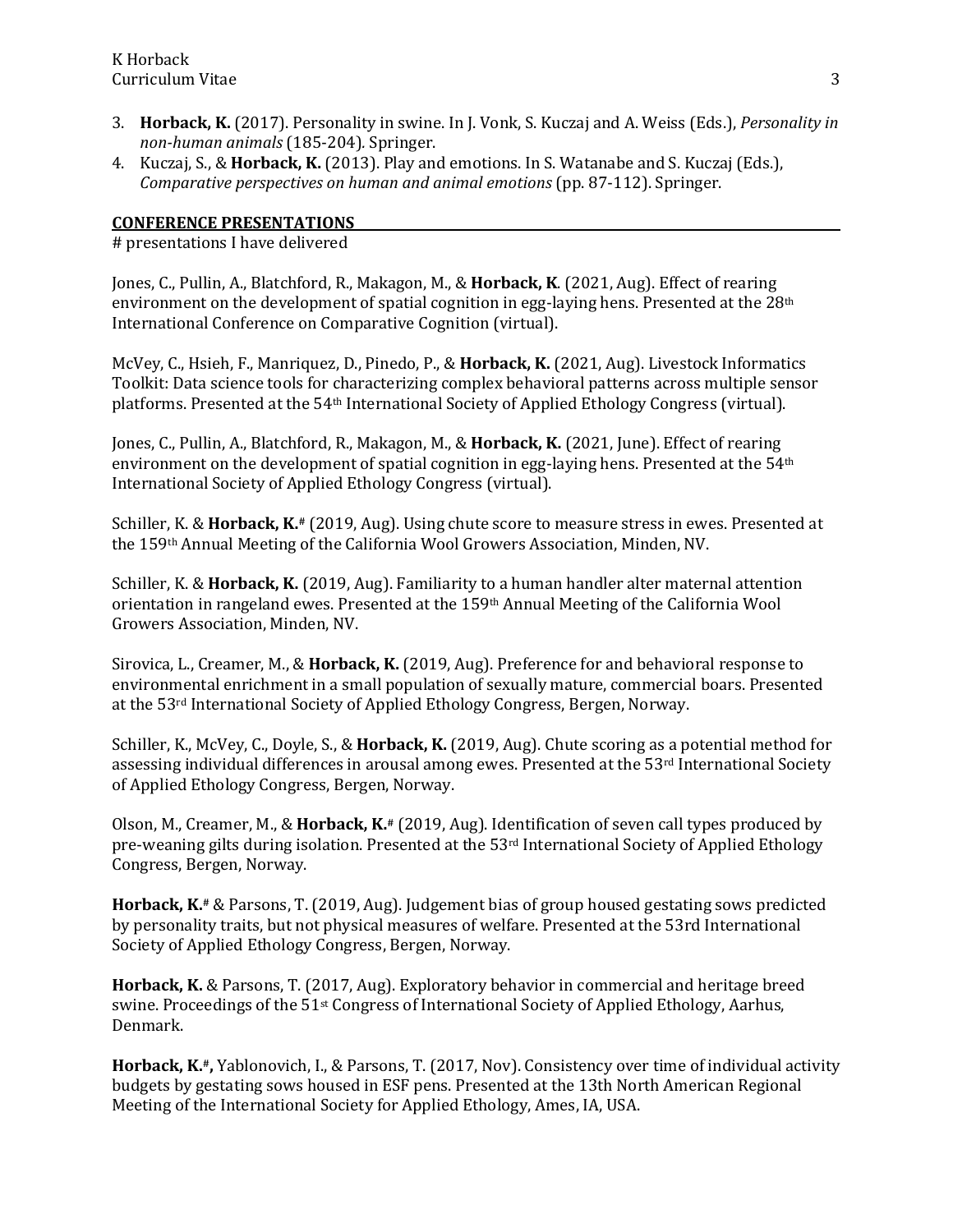3. **Horback, K.** (2017). Personality in swine. In J. Vonk, S. Kuczaj and A. Weiss (Eds.), *Personality in non-human animals* (185-204). Springer.
4. Kuczaj, S., & **Horback, K.** (2013). Play and emotions. In S. Watanabe and S. Kuczaj (Eds.), *Comparative perspectives on human and animal emotions* (pp. 87-112). Springer.

## CONFERENCE PRESENTATIONS

# presentations I have delivered

Jones, C., Pullin, A., Blatchford, R., Makagon, M., & **Horback, K**. (2021, Aug). Effect of rearing environment on the development of spatial cognition in egg-laying hens. Presented at the 28th International Conference on Comparative Cognition (virtual).

McVey, C., Hsieh, F., Manriquez, D., Pinedo, P., & **Horback, K.** (2021, Aug). Livestock Informatics Toolkit: Data science tools for characterizing complex behavioral patterns across multiple sensor platforms. Presented at the 54th International Society of Applied Ethology Congress (virtual).

Jones, C., Pullin, A., Blatchford, R., Makagon, M., & **Horback, K.** (2021, June). Effect of rearing environment on the development of spatial cognition in egg-laying hens. Presented at the 54th International Society of Applied Ethology Congress (virtual).

Schiller, K. & **Horback, K.#** (2019, Aug). Using chute score to measure stress in ewes. Presented at the 159th Annual Meeting of the California Wool Growers Association, Minden, NV.

Schiller, K. & **Horback, K.** (2019, Aug). Familiarity to a human handler alter maternal attention orientation in rangeland ewes. Presented at the 159th Annual Meeting of the California Wool Growers Association, Minden, NV.

Sirovica, L., Creamer, M., & **Horback, K.** (2019, Aug). Preference for and behavioral response to environmental enrichment in a small population of sexually mature, commercial boars. Presented at the 53rd International Society of Applied Ethology Congress, Bergen, Norway.

Schiller, K., McVey, C., Doyle, S., & **Horback, K.** (2019, Aug). Chute scoring as a potential method for assessing individual differences in arousal among ewes. Presented at the 53rd International Society of Applied Ethology Congress, Bergen, Norway.

Olson, M., Creamer, M., & **Horback, K.#** (2019, Aug). Identification of seven call types produced by pre-weaning gilts during isolation. Presented at the 53rd International Society of Applied Ethology Congress, Bergen, Norway.

**Horback, K.#** & Parsons, T. (2019, Aug). Judgement bias of group housed gestating sows predicted by personality traits, but not physical measures of welfare. Presented at the 53rd International Society of Applied Ethology Congress, Bergen, Norway.

**Horback, K.** & Parsons, T. (2017, Aug). Exploratory behavior in commercial and heritage breed swine. Proceedings of the 51st Congress of International Society of Applied Ethology, Aarhus, Denmark.

**Horback, K.#,** Yablonovich, I., & Parsons, T. (2017, Nov). Consistency over time of individual activity budgets by gestating sows housed in ESF pens. Presented at the 13th North American Regional Meeting of the International Society for Applied Ethology, Ames, IA, USA.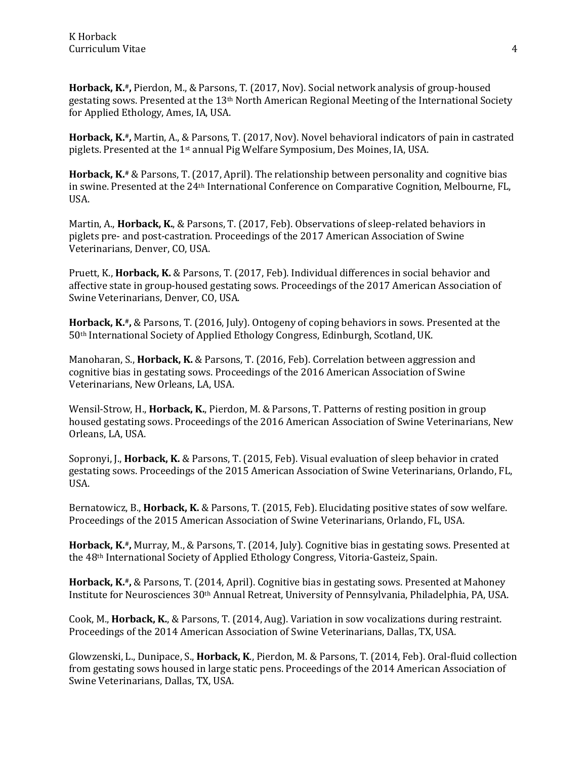**Horback, K.#,** Pierdon, M., & Parsons, T. (2017, Nov). Social network analysis of group-housed gestating sows. Presented at the 13th North American Regional Meeting of the International Society for Applied Ethology, Ames, IA, USA.

**Horback, K.#,** Martin, A., & Parsons, T. (2017, Nov). Novel behavioral indicators of pain in castrated piglets. Presented at the 1st annual Pig Welfare Symposium, Des Moines, IA, USA.

**Horback, K.#** & Parsons, T. (2017, April). The relationship between personality and cognitive bias in swine. Presented at the 24th International Conference on Comparative Cognition, Melbourne, FL, USA.

Martin, A., **Horback, K.**, & Parsons, T. (2017, Feb). Observations of sleep-related behaviors in piglets pre- and post-castration. Proceedings of the 2017 American Association of Swine Veterinarians, Denver, CO, USA.

Pruett, K., **Horback, K.** & Parsons, T. (2017, Feb). Individual differences in social behavior and affective state in group-housed gestating sows. Proceedings of the 2017 American Association of Swine Veterinarians, Denver, CO, USA.

**Horback, K.#,** & Parsons, T. (2016, July). Ontogeny of coping behaviors in sows. Presented at the 50th International Society of Applied Ethology Congress, Edinburgh, Scotland, UK.

Manoharan, S., **Horback, K.** & Parsons, T. (2016, Feb). Correlation between aggression and cognitive bias in gestating sows. Proceedings of the 2016 American Association of Swine Veterinarians, New Orleans, LA, USA.

Wensil-Strow, H., **Horback, K.**, Pierdon, M. & Parsons, T. Patterns of resting position in group housed gestating sows. Proceedings of the 2016 American Association of Swine Veterinarians, New Orleans, LA, USA.

Sopronyi, J., **Horback, K.** & Parsons, T. (2015, Feb). Visual evaluation of sleep behavior in crated gestating sows. Proceedings of the 2015 American Association of Swine Veterinarians, Orlando, FL, USA.

Bernatowicz, B., **Horback, K.** & Parsons, T. (2015, Feb). Elucidating positive states of sow welfare. Proceedings of the 2015 American Association of Swine Veterinarians, Orlando, FL, USA.

**Horback, K.#,** Murray, M., & Parsons, T. (2014, July). Cognitive bias in gestating sows. Presented at the 48th International Society of Applied Ethology Congress, Vitoria-Gasteiz, Spain.

**Horback, K.#,** & Parsons, T. (2014, April). Cognitive bias in gestating sows. Presented at Mahoney Institute for Neurosciences 30th Annual Retreat, University of Pennsylvania, Philadelphia, PA, USA.

Cook, M., **Horback, K.**, & Parsons, T. (2014, Aug). Variation in sow vocalizations during restraint. Proceedings of the 2014 American Association of Swine Veterinarians, Dallas, TX, USA.

Glowzenski, L., Dunipace, S., **Horback, K.**, Pierdon, M. & Parsons, T. (2014, Feb). Oral-fluid collection from gestating sows housed in large static pens. Proceedings of the 2014 American Association of Swine Veterinarians, Dallas, TX, USA.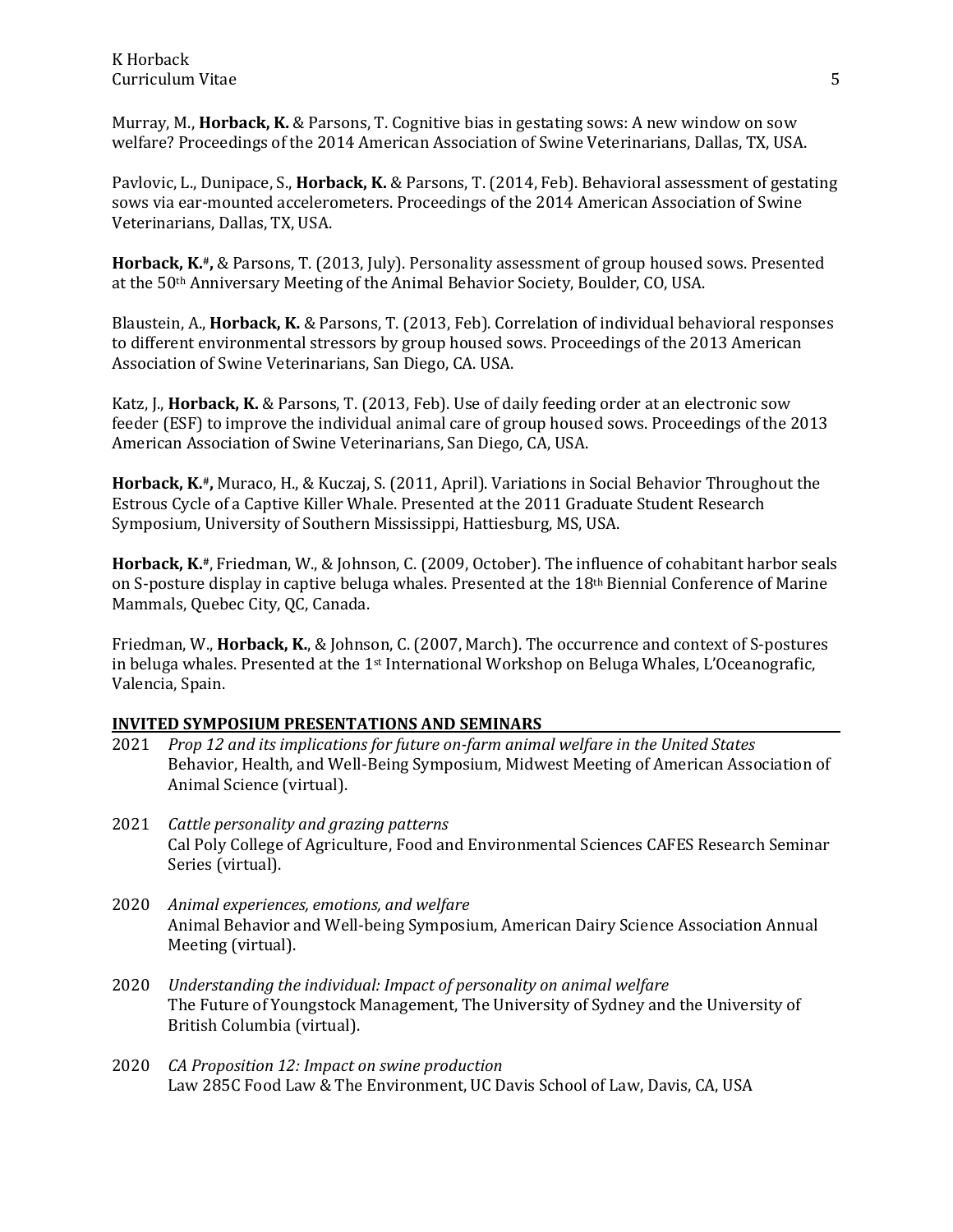Murray, M., **Horback, K.** & Parsons, T. Cognitive bias in gestating sows: A new window on sow welfare? Proceedings of the 2014 American Association of Swine Veterinarians, Dallas, TX, USA.

Pavlovic, L., Dunipace, S., **Horback, K.** & Parsons, T. (2014, Feb). Behavioral assessment of gestating sows via ear-mounted accelerometers. Proceedings of the 2014 American Association of Swine Veterinarians, Dallas, TX, USA.

**Horback, K.#,** & Parsons, T. (2013, July). Personality assessment of group housed sows. Presented at the 50th Anniversary Meeting of the Animal Behavior Society, Boulder, CO, USA.

Blaustein, A., **Horback, K.** & Parsons, T. (2013, Feb). Correlation of individual behavioral responses to different environmental stressors by group housed sows. Proceedings of the 2013 American Association of Swine Veterinarians, San Diego, CA. USA.

Katz, J., **Horback, K.** & Parsons, T. (2013, Feb). Use of daily feeding order at an electronic sow feeder (ESF) to improve the individual animal care of group housed sows. Proceedings of the 2013 American Association of Swine Veterinarians, San Diego, CA, USA.

**Horback, K.#,** Muraco, H., & Kuczaj, S. (2011, April). Variations in Social Behavior Throughout the Estrous Cycle of a Captive Killer Whale. Presented at the 2011 Graduate Student Research Symposium, University of Southern Mississippi, Hattiesburg, MS, USA.

**Horback, K.#**, Friedman, W., & Johnson, C. (2009, October). The influence of cohabitant harbor seals on S-posture display in captive beluga whales. Presented at the 18th Biennial Conference of Marine Mammals, Quebec City, QC, Canada.

Friedman, W., **Horback, K.**, & Johnson, C. (2007, March). The occurrence and context of S-postures in beluga whales. Presented at the 1st International Workshop on Beluga Whales, L'Oceanografic, Valencia, Spain.

## INVITED SYMPOSIUM PRESENTATIONS AND SEMINARS

2021 *Prop 12 and its implications for future on-farm animal welfare in the United States*
Behavior, Health, and Well-Being Symposium, Midwest Meeting of American Association of Animal Science (virtual).

2021 *Cattle personality and grazing patterns*
Cal Poly College of Agriculture, Food and Environmental Sciences CAFES Research Seminar Series (virtual).

2020 *Animal experiences, emotions, and welfare*
Animal Behavior and Well-being Symposium, American Dairy Science Association Annual Meeting (virtual).

2020 *Understanding the individual: Impact of personality on animal welfare*
The Future of Youngstock Management, The University of Sydney and the University of British Columbia (virtual).

2020 *CA Proposition 12: Impact on swine production*
Law 285C Food Law & The Environment, UC Davis School of Law, Davis, CA, USA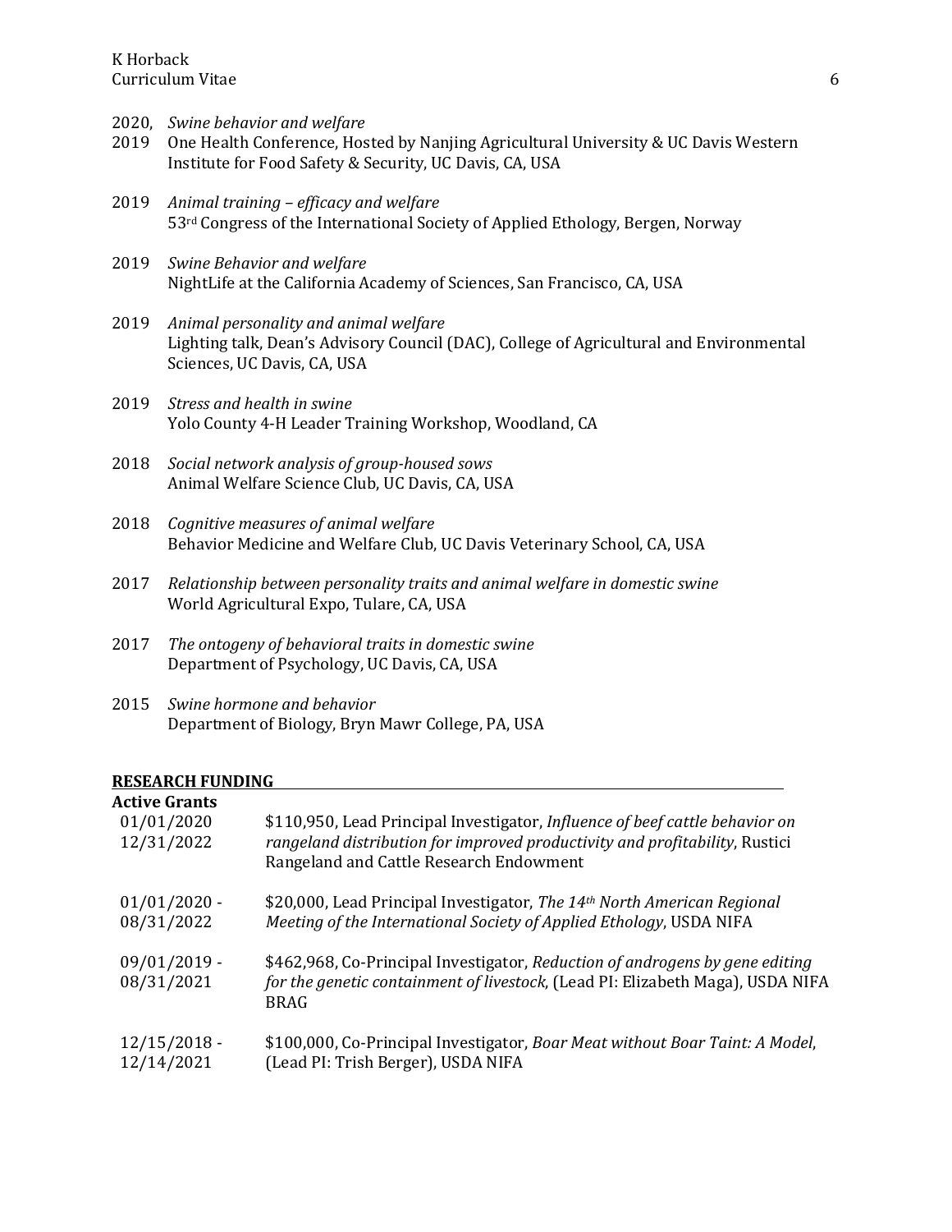2020, 2019 *Swine behavior and welfare*
One Health Conference, Hosted by Nanjing Agricultural University & UC Davis Western Institute for Food Safety & Security, UC Davis, CA, USA

2019 *Animal training – efficacy and welfare*
53rd Congress of the International Society of Applied Ethology, Bergen, Norway

2019 *Swine Behavior and welfare*
NightLife at the California Academy of Sciences, San Francisco, CA, USA

2019 *Animal personality and animal welfare*
Lighting talk, Dean's Advisory Council (DAC), College of Agricultural and Environmental Sciences, UC Davis, CA, USA

2019 *Stress and health in swine*
Yolo County 4-H Leader Training Workshop, Woodland, CA

2018 *Social network analysis of group-housed sows*
Animal Welfare Science Club, UC Davis, CA, USA

2018 *Cognitive measures of animal welfare*
Behavior Medicine and Welfare Club, UC Davis Veterinary School, CA, USA

2017 *Relationship between personality traits and animal welfare in domestic swine*
World Agricultural Expo, Tulare, CA, USA

2017 *The ontogeny of behavioral traits in domestic swine*
Department of Psychology, UC Davis, CA, USA

2015 *Swine hormone and behavior*
Department of Biology, Bryn Mawr College, PA, USA

## RESEARCH FUNDING

**Active Grants**

01/01/2020 12/31/2022 — $110,950, Lead Principal Investigator, *Influence of beef cattle behavior on rangeland distribution for improved productivity and profitability*, Rustici Rangeland and Cattle Research Endowment

01/01/2020 - 08/31/2022 — $20,000, Lead Principal Investigator, *The 14th North American Regional Meeting of the International Society of Applied Ethology*, USDA NIFA

09/01/2019 - 08/31/2021 — $462,968, Co-Principal Investigator, *Reduction of androgens by gene editing for the genetic containment of livestock*, (Lead PI: Elizabeth Maga), USDA NIFA BRAG

12/15/2018 - 12/14/2021 — $100,000, Co-Principal Investigator, *Boar Meat without Boar Taint: A Model*, (Lead PI: Trish Berger), USDA NIFA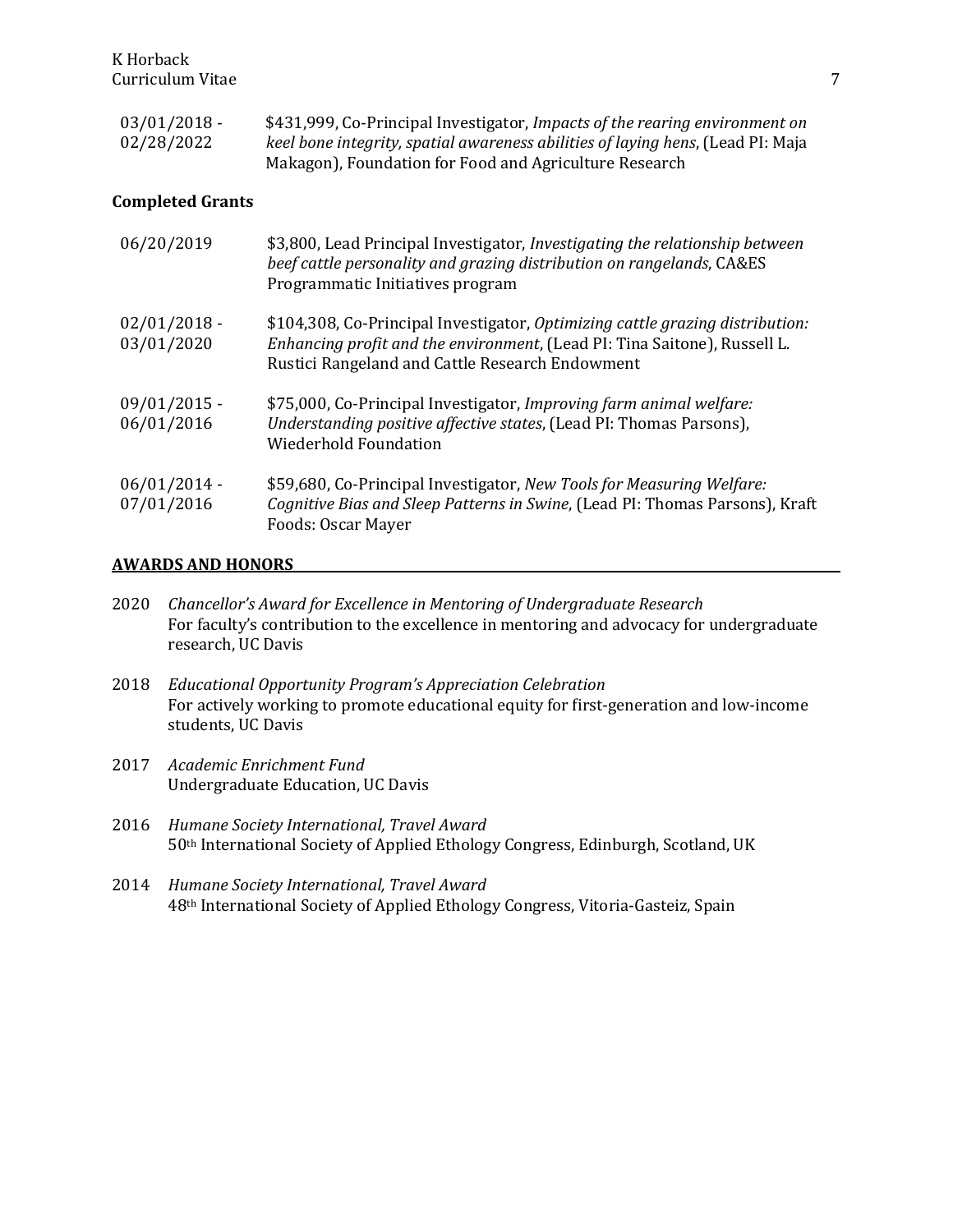03/01/2018 - 02/28/2022 — $431,999, Co-Principal Investigator, *Impacts of the rearing environment on keel bone integrity, spatial awareness abilities of laying hens*, (Lead PI: Maja Makagon), Foundation for Food and Agriculture Research

### Completed Grants

06/20/2019 — $3,800, Lead Principal Investigator, *Investigating the relationship between beef cattle personality and grazing distribution on rangelands*, CA&ES Programmatic Initiatives program

02/01/2018 - 03/01/2020 — $104,308, Co-Principal Investigator, *Optimizing cattle grazing distribution: Enhancing profit and the environment*, (Lead PI: Tina Saitone), Russell L. Rustici Rangeland and Cattle Research Endowment

09/01/2015 - 06/01/2016 — $75,000, Co-Principal Investigator, *Improving farm animal welfare: Understanding positive affective states*, (Lead PI: Thomas Parsons), Wiederhold Foundation

06/01/2014 - 07/01/2016 — $59,680, Co-Principal Investigator, *New Tools for Measuring Welfare: Cognitive Bias and Sleep Patterns in Swine*, (Lead PI: Thomas Parsons), Kraft Foods: Oscar Mayer

## AWARDS AND HONORS

2020 *Chancellor's Award for Excellence in Mentoring of Undergraduate Research*
For faculty's contribution to the excellence in mentoring and advocacy for undergraduate research, UC Davis

2018 *Educational Opportunity Program's Appreciation Celebration*
For actively working to promote educational equity for first-generation and low-income students, UC Davis

2017 *Academic Enrichment Fund*
Undergraduate Education, UC Davis

2016 *Humane Society International, Travel Award*
50th International Society of Applied Ethology Congress, Edinburgh, Scotland, UK

2014 *Humane Society International, Travel Award*
48th International Society of Applied Ethology Congress, Vitoria-Gasteiz, Spain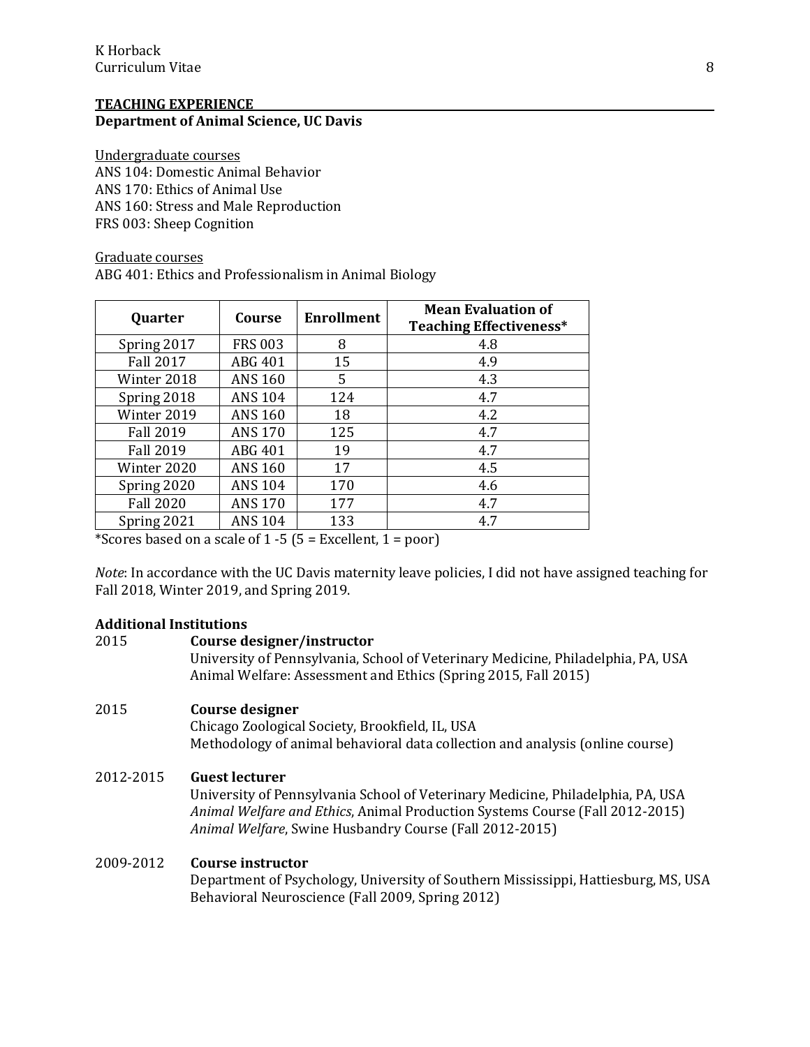## TEACHING EXPERIENCE

### Department of Animal Science, UC Davis

Undergraduate courses

ANS 104: Domestic Animal Behavior
ANS 170: Ethics of Animal Use
ANS 160: Stress and Male Reproduction
FRS 003: Sheep Cognition

Graduate courses

ABG 401: Ethics and Professionalism in Animal Biology

| Quarter | Course | Enrollment | Mean Evaluation of Teaching Effectiveness* |
|---|---|---|---|
| Spring 2017 | FRS 003 | 8 | 4.8 |
| Fall 2017 | ABG 401 | 15 | 4.9 |
| Winter 2018 | ANS 160 | 5 | 4.3 |
| Spring 2018 | ANS 104 | 124 | 4.7 |
| Winter 2019 | ANS 160 | 18 | 4.2 |
| Fall 2019 | ANS 170 | 125 | 4.7 |
| Fall 2019 | ABG 401 | 19 | 4.7 |
| Winter 2020 | ANS 160 | 17 | 4.5 |
| Spring 2020 | ANS 104 | 170 | 4.6 |
| Fall 2020 | ANS 170 | 177 | 4.7 |
| Spring 2021 | ANS 104 | 133 | 4.7 |

*Scores based on a scale of 1 -5 (5 = Excellent, 1 = poor)

*Note*: In accordance with the UC Davis maternity leave policies, I did not have assigned teaching for Fall 2018, Winter 2019, and Spring 2019.

### Additional Institutions

2015 **Course designer/instructor**
University of Pennsylvania, School of Veterinary Medicine, Philadelphia, PA, USA
Animal Welfare: Assessment and Ethics (Spring 2015, Fall 2015)

2015 **Course designer**
Chicago Zoological Society, Brookfield, IL, USA
Methodology of animal behavioral data collection and analysis (online course)

2012-2015 **Guest lecturer**
University of Pennsylvania School of Veterinary Medicine, Philadelphia, PA, USA
*Animal Welfare and Ethics*, Animal Production Systems Course (Fall 2012-2015)
*Animal Welfare*, Swine Husbandry Course (Fall 2012-2015)

2009-2012 **Course instructor**
Department of Psychology, University of Southern Mississippi, Hattiesburg, MS, USA
Behavioral Neuroscience (Fall 2009, Spring 2012)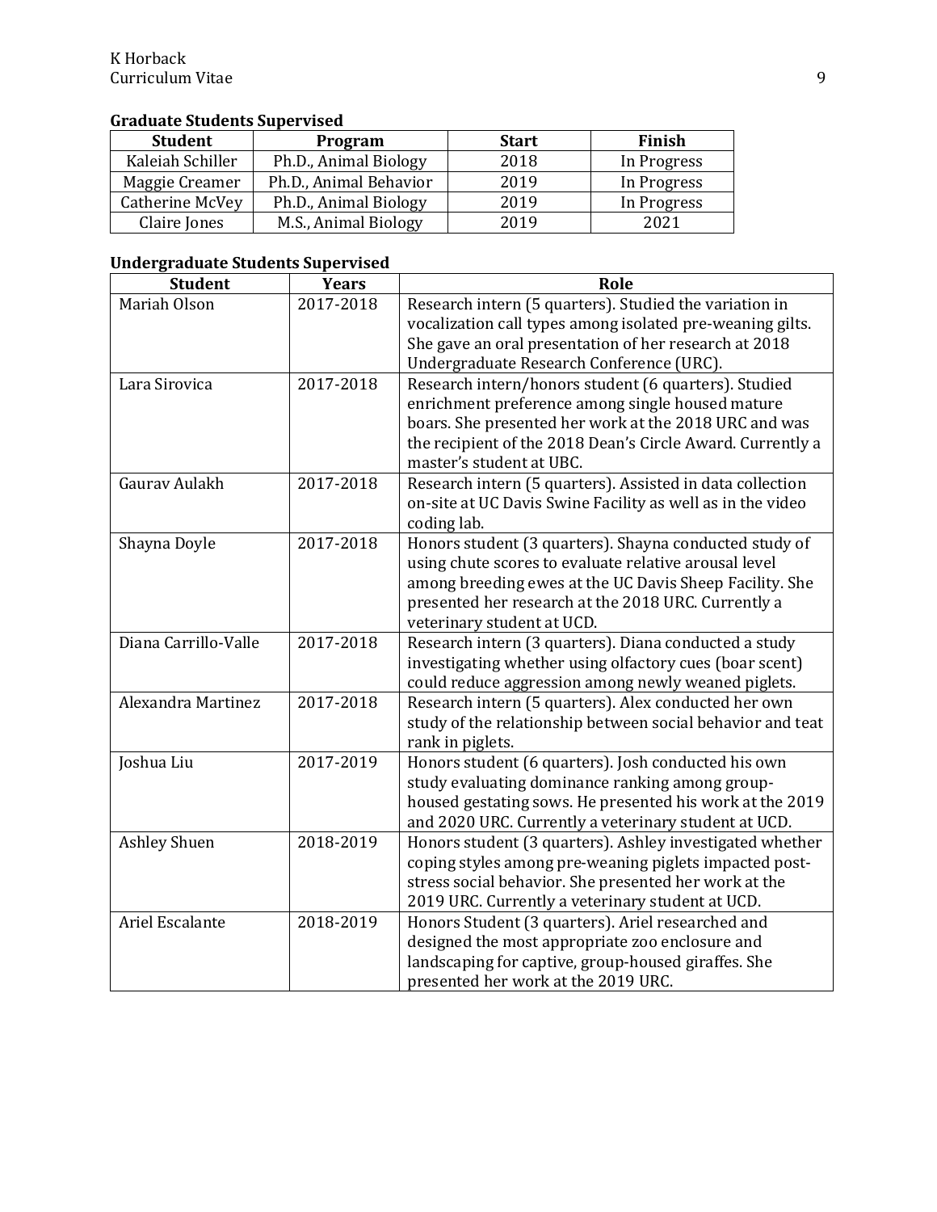### Graduate Students Supervised

| Student | Program | Start | Finish |
| --- | --- | --- | --- |
| Kaleiah Schiller | Ph.D., Animal Biology | 2018 | In Progress |
| Maggie Creamer | Ph.D., Animal Behavior | 2019 | In Progress |
| Catherine McVey | Ph.D., Animal Biology | 2019 | In Progress |
| Claire Jones | M.S., Animal Biology | 2019 | 2021 |

### Undergraduate Students Supervised

| Student | Years | Role |
| --- | --- | --- |
| Mariah Olson | 2017-2018 | Research intern (5 quarters). Studied the variation in vocalization call types among isolated pre-weaning gilts. She gave an oral presentation of her research at 2018 Undergraduate Research Conference (URC). |
| Lara Sirovica | 2017-2018 | Research intern/honors student (6 quarters). Studied enrichment preference among single housed mature boars. She presented her work at the 2018 URC and was the recipient of the 2018 Dean's Circle Award. Currently a master's student at UBC. |
| Gaurav Aulakh | 2017-2018 | Research intern (5 quarters). Assisted in data collection on-site at UC Davis Swine Facility as well as in the video coding lab. |
| Shayna Doyle | 2017-2018 | Honors student (3 quarters). Shayna conducted study of using chute scores to evaluate relative arousal level among breeding ewes at the UC Davis Sheep Facility. She presented her research at the 2018 URC. Currently a veterinary student at UCD. |
| Diana Carrillo-Valle | 2017-2018 | Research intern (3 quarters). Diana conducted a study investigating whether using olfactory cues (boar scent) could reduce aggression among newly weaned piglets. |
| Alexandra Martinez | 2017-2018 | Research intern (5 quarters). Alex conducted her own study of the relationship between social behavior and teat rank in piglets. |
| Joshua Liu | 2017-2019 | Honors student (6 quarters). Josh conducted his own study evaluating dominance ranking among group-housed gestating sows. He presented his work at the 2019 and 2020 URC. Currently a veterinary student at UCD. |
| Ashley Shuen | 2018-2019 | Honors student (3 quarters). Ashley investigated whether coping styles among pre-weaning piglets impacted post-stress social behavior. She presented her work at the 2019 URC. Currently a veterinary student at UCD. |
| Ariel Escalante | 2018-2019 | Honors Student (3 quarters). Ariel researched and designed the most appropriate zoo enclosure and landscaping for captive, group-housed giraffes. She presented her work at the 2019 URC. |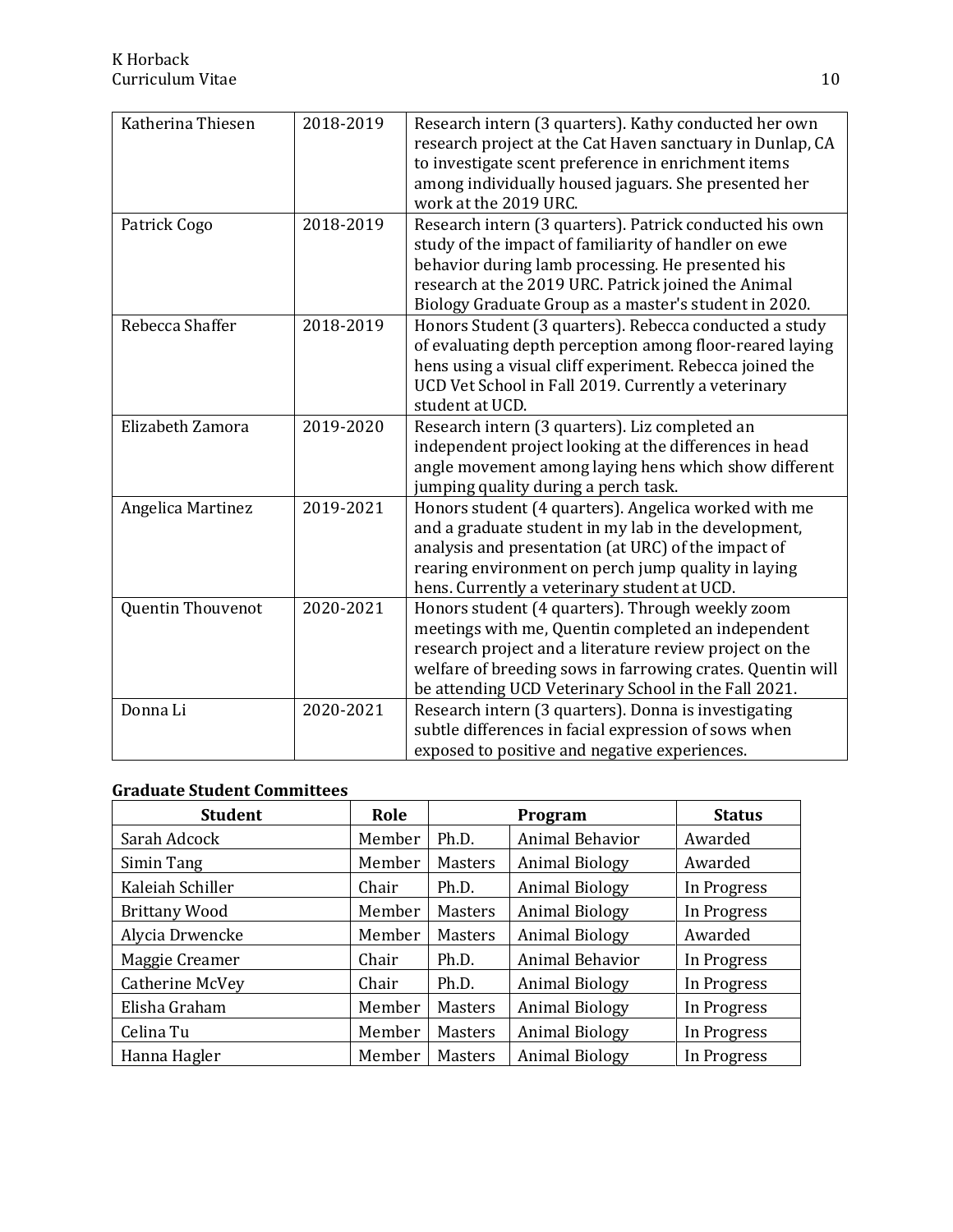| | | |
|---|---|---|
| Katherina Thiesen | 2018-2019 | Research intern (3 quarters). Kathy conducted her own research project at the Cat Haven sanctuary in Dunlap, CA to investigate scent preference in enrichment items among individually housed jaguars. She presented her work at the 2019 URC. |
| Patrick Cogo | 2018-2019 | Research intern (3 quarters). Patrick conducted his own study of the impact of familiarity of handler on ewe behavior during lamb processing. He presented his research at the 2019 URC. Patrick joined the Animal Biology Graduate Group as a master's student in 2020. |
| Rebecca Shaffer | 2018-2019 | Honors Student (3 quarters). Rebecca conducted a study of evaluating depth perception among floor-reared laying hens using a visual cliff experiment. Rebecca joined the UCD Vet School in Fall 2019. Currently a veterinary student at UCD. |
| Elizabeth Zamora | 2019-2020 | Research intern (3 quarters). Liz completed an independent project looking at the differences in head angle movement among laying hens which show different jumping quality during a perch task. |
| Angelica Martinez | 2019-2021 | Honors student (4 quarters). Angelica worked with me and a graduate student in my lab in the development, analysis and presentation (at URC) of the impact of rearing environment on perch jump quality in laying hens. Currently a veterinary student at UCD. |
| Quentin Thouvenot | 2020-2021 | Honors student (4 quarters). Through weekly zoom meetings with me, Quentin completed an independent research project and a literature review project on the welfare of breeding sows in farrowing crates. Quentin will be attending UCD Veterinary School in the Fall 2021. |
| Donna Li | 2020-2021 | Research intern (3 quarters). Donna is investigating subtle differences in facial expression of sows when exposed to positive and negative experiences. |

**Graduate Student Committees**

| Student | Role | Program | | Status |
|---|---|---|---|---|
| Sarah Adcock | Member | Ph.D. | Animal Behavior | Awarded |
| Simin Tang | Member | Masters | Animal Biology | Awarded |
| Kaleiah Schiller | Chair | Ph.D. | Animal Biology | In Progress |
| Brittany Wood | Member | Masters | Animal Biology | In Progress |
| Alycia Drwencke | Member | Masters | Animal Biology | Awarded |
| Maggie Creamer | Chair | Ph.D. | Animal Behavior | In Progress |
| Catherine McVey | Chair | Ph.D. | Animal Biology | In Progress |
| Elisha Graham | Member | Masters | Animal Biology | In Progress |
| Celina Tu | Member | Masters | Animal Biology | In Progress |
| Hanna Hagler | Member | Masters | Animal Biology | In Progress |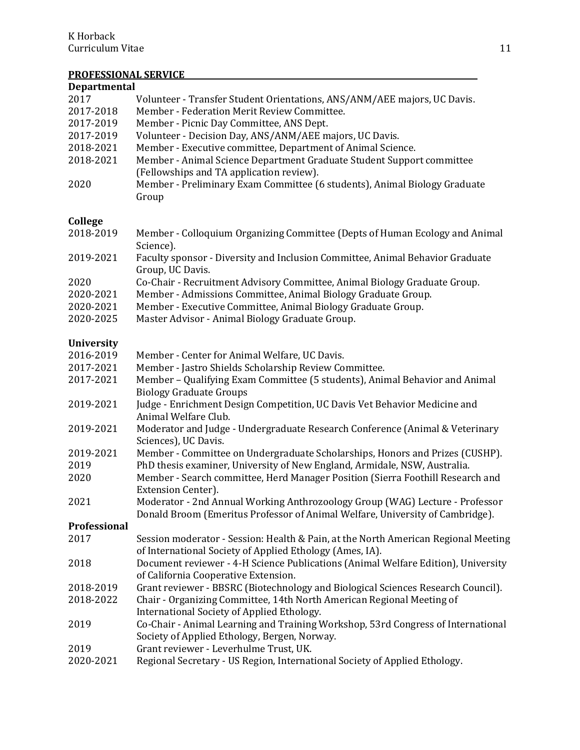## PROFESSIONAL SERVICE

### Departmental

| | |
|---|---|
| 2017 | Volunteer - Transfer Student Orientations, ANS/ANM/AEE majors, UC Davis. |
| 2017-2018 | Member - Federation Merit Review Committee. |
| 2017-2019 | Member - Picnic Day Committee, ANS Dept. |
| 2017-2019 | Volunteer - Decision Day, ANS/ANM/AEE majors, UC Davis. |
| 2018-2021 | Member - Executive committee, Department of Animal Science. |
| 2018-2021 | Member - Animal Science Department Graduate Student Support committee (Fellowships and TA application review). |
| 2020 | Member - Preliminary Exam Committee (6 students), Animal Biology Graduate Group |

### College

| | |
|---|---|
| 2018-2019 | Member - Colloquium Organizing Committee (Depts of Human Ecology and Animal Science). |
| 2019-2021 | Faculty sponsor - Diversity and Inclusion Committee, Animal Behavior Graduate Group, UC Davis. |
| 2020 | Co-Chair - Recruitment Advisory Committee, Animal Biology Graduate Group. |
| 2020-2021 | Member - Admissions Committee, Animal Biology Graduate Group. |
| 2020-2021 | Member - Executive Committee, Animal Biology Graduate Group. |
| 2020-2025 | Master Advisor - Animal Biology Graduate Group. |

### University

| | |
|---|---|
| 2016-2019 | Member - Center for Animal Welfare, UC Davis. |
| 2017-2021 | Member - Jastro Shields Scholarship Review Committee. |
| 2017-2021 | Member – Qualifying Exam Committee (5 students), Animal Behavior and Animal Biology Graduate Groups |
| 2019-2021 | Judge - Enrichment Design Competition, UC Davis Vet Behavior Medicine and Animal Welfare Club. |
| 2019-2021 | Moderator and Judge - Undergraduate Research Conference (Animal & Veterinary Sciences), UC Davis. |
| 2019-2021 | Member - Committee on Undergraduate Scholarships, Honors and Prizes (CUSHP). |
| 2019 | PhD thesis examiner, University of New England, Armidale, NSW, Australia. |
| 2020 | Member - Search committee, Herd Manager Position (Sierra Foothill Research and Extension Center). |
| 2021 | Moderator - 2nd Annual Working Anthrozoology Group (WAG) Lecture - Professor Donald Broom (Emeritus Professor of Animal Welfare, University of Cambridge). |

### Professional

| | |
|---|---|
| 2017 | Session moderator - Session: Health & Pain, at the North American Regional Meeting of International Society of Applied Ethology (Ames, IA). |
| 2018 | Document reviewer - 4-H Science Publications (Animal Welfare Edition), University of California Cooperative Extension. |
| 2018-2019 | Grant reviewer - BBSRC (Biotechnology and Biological Sciences Research Council). |
| 2018-2022 | Chair - Organizing Committee, 14th North American Regional Meeting of International Society of Applied Ethology. |
| 2019 | Co-Chair - Animal Learning and Training Workshop, 53rd Congress of International Society of Applied Ethology, Bergen, Norway. |
| 2019 | Grant reviewer - Leverhulme Trust, UK. |
| 2020-2021 | Regional Secretary - US Region, International Society of Applied Ethology. |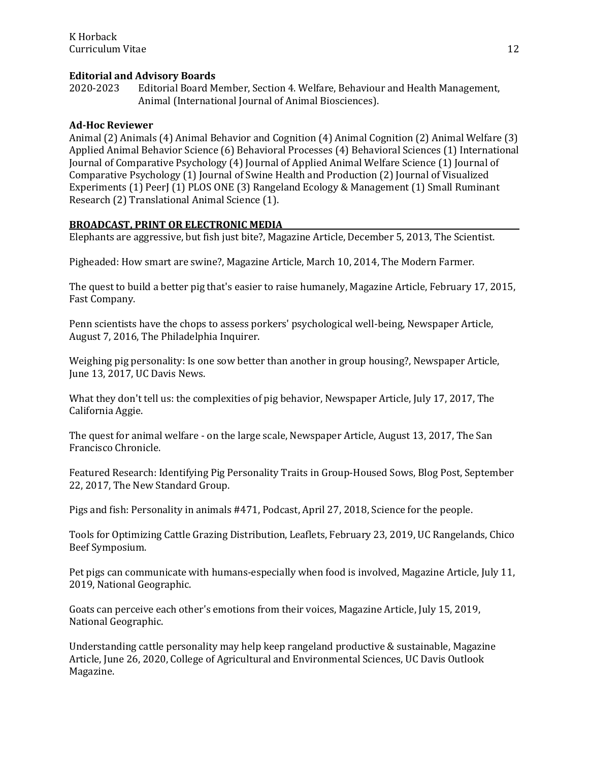**Editorial and Advisory Boards**

2020-2023 Editorial Board Member, Section 4. Welfare, Behaviour and Health Management, Animal (International Journal of Animal Biosciences).

**Ad-Hoc Reviewer**

Animal (2) Animals (4) Animal Behavior and Cognition (4) Animal Cognition (2) Animal Welfare (3) Applied Animal Behavior Science (6) Behavioral Processes (4) Behavioral Sciences (1) International Journal of Comparative Psychology (4) Journal of Applied Animal Welfare Science (1) Journal of Comparative Psychology (1) Journal of Swine Health and Production (2) Journal of Visualized Experiments (1) PeerJ (1) PLOS ONE (3) Rangeland Ecology & Management (1) Small Ruminant Research (2) Translational Animal Science (1).

## BROADCAST, PRINT OR ELECTRONIC MEDIA

Elephants are aggressive, but fish just bite?, Magazine Article, December 5, 2013, The Scientist.

Pigheaded: How smart are swine?, Magazine Article, March 10, 2014, The Modern Farmer.

The quest to build a better pig that's easier to raise humanely, Magazine Article, February 17, 2015, Fast Company.

Penn scientists have the chops to assess porkers' psychological well-being, Newspaper Article, August 7, 2016, The Philadelphia Inquirer.

Weighing pig personality: Is one sow better than another in group housing?, Newspaper Article, June 13, 2017, UC Davis News.

What they don't tell us: the complexities of pig behavior, Newspaper Article, July 17, 2017, The California Aggie.

The quest for animal welfare - on the large scale, Newspaper Article, August 13, 2017, The San Francisco Chronicle.

Featured Research: Identifying Pig Personality Traits in Group-Housed Sows, Blog Post, September 22, 2017, The New Standard Group.

Pigs and fish: Personality in animals #471, Podcast, April 27, 2018, Science for the people.

Tools for Optimizing Cattle Grazing Distribution, Leaflets, February 23, 2019, UC Rangelands, Chico Beef Symposium.

Pet pigs can communicate with humans-especially when food is involved, Magazine Article, July 11, 2019, National Geographic.

Goats can perceive each other's emotions from their voices, Magazine Article, July 15, 2019, National Geographic.

Understanding cattle personality may help keep rangeland productive & sustainable, Magazine Article, June 26, 2020, College of Agricultural and Environmental Sciences, UC Davis Outlook Magazine.